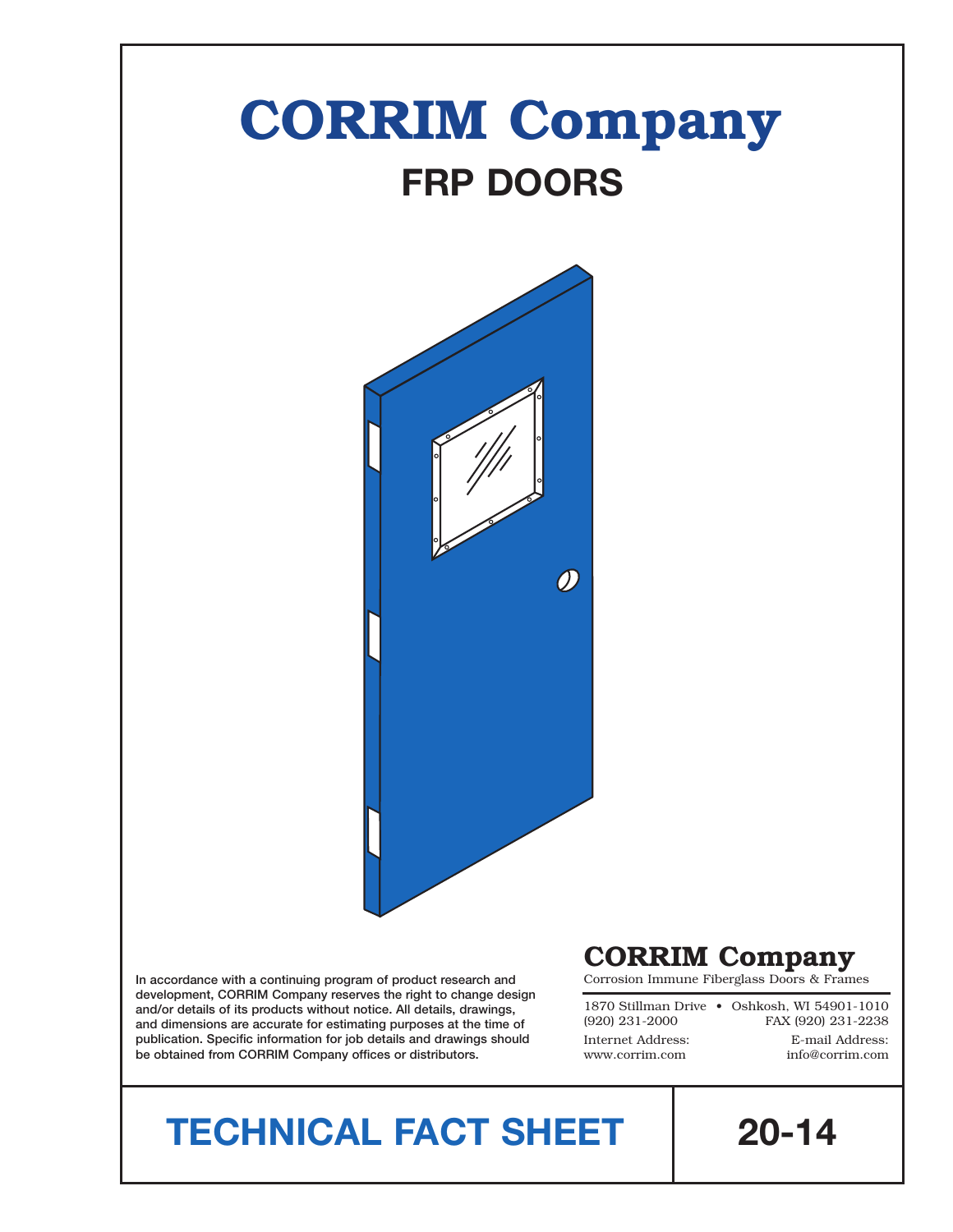# CORRIM Company

## FRP DOORS

In accordance with a continuing program of product research and development, CORRIM Company reserves the right to change design and/or details of its products without notice. All details, drawings, and dimensions are accurate for estimating purposes at the time of publication. Specific information for job details and drawings should be obtained from CORRIM Company offices or distributors.

**CORRIM Company**

Corrosion Immune Fiberglass Doors & Frames

1870 Stillman Drive • Oshkosh, WI 54901-1010
(920) 231-2000 FAX (920) 231-2238
Internet Address: www.corrim.com
E-mail Address: info@corrim.com

**TECHNICAL FACT SHEET** **20-14**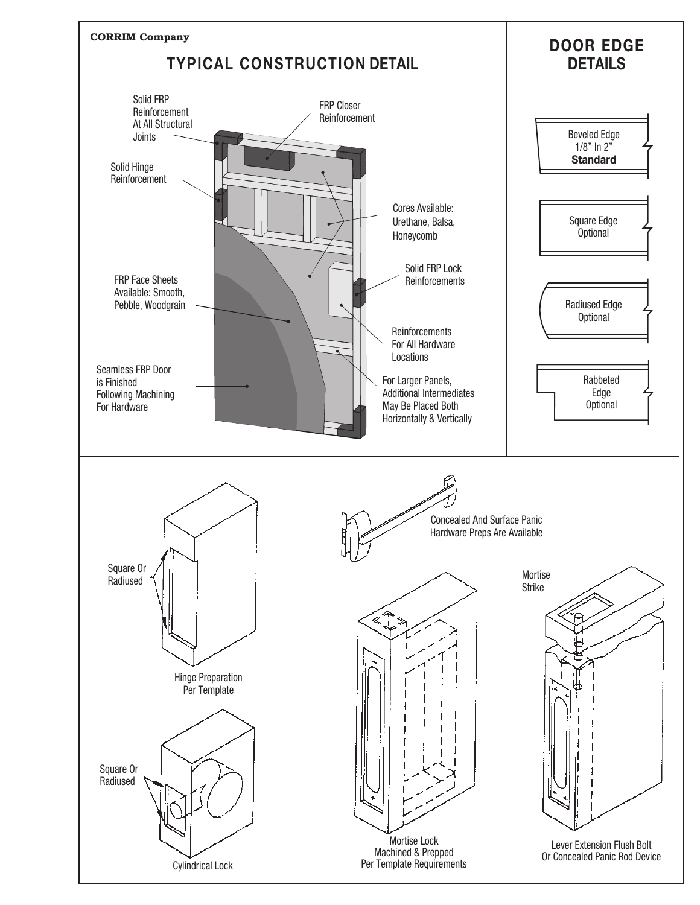**CORRIM Company**

## TYPICAL CONSTRUCTION DETAIL

Solid FRP Reinforcement At All Structural Joints

FRP Closer Reinforcement

Solid Hinge Reinforcement

Cores Available: Urethane, Balsa, Honeycomb

Solid FRP Lock Reinforcements

FRP Face Sheets Available: Smooth, Pebble, Woodgrain

Reinforcements For All Hardware Locations

Seamless FRP Door is Finished Following Machining For Hardware

For Larger Panels, Additional Intermediates May Be Placed Both Horizontally & Vertically

## DOOR EDGE DETAILS

Beveled Edge 1/8" In 2" **Standard**

Square Edge Optional

Radiused Edge Optional

Rabbeted Edge Optional

Square Or Radiused

Hinge Preparation Per Template

Square Or Radiused

Cylindrical Lock

Concealed And Surface Panic Hardware Preps Are Available

Mortise Lock Machined & Prepped Per Template Requirements

Mortise Strike

Lever Extension Flush Bolt Or Concealed Panic Rod Device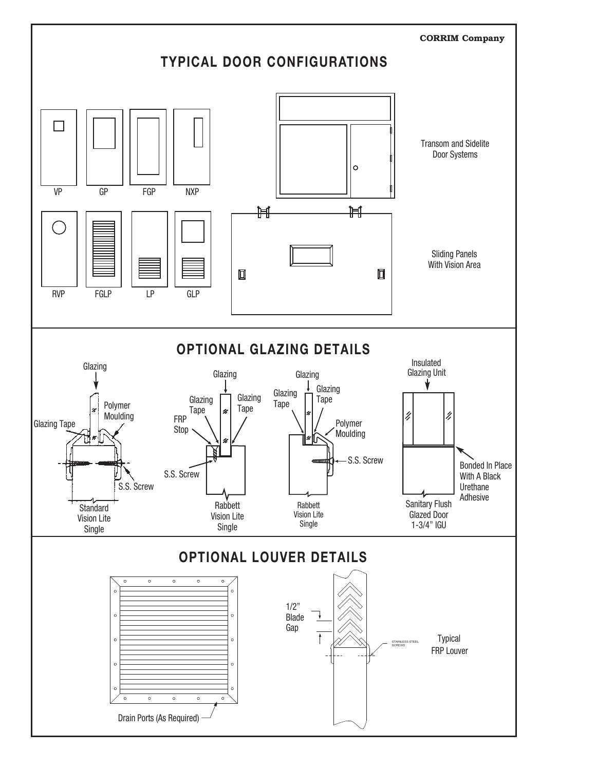CORRIM Company

# TYPICAL DOOR CONFIGURATIONS

VP

GP

FGP

NXP

Transom and Sidelite Door Systems

RVP

FGLP

LP

GLP

Sliding Panels With Vision Area

# OPTIONAL GLAZING DETAILS

Glazing

Polymer Moulding

Glazing Tape

S.S. Screw

Standard Vision Lite Single

Glazing

Glazing Tape

Glazing Tape

FRP Stop

S.S. Screw

Rabbett Vision Lite Single

Glazing

Glazing Tape

Glazing Tape

Polymer Moulding

S.S. Screw

Rabbett Vision Lite Single

Insulated Glazing Unit

Bonded In Place With A Black Urethane Adhesive

Sanitary Flush Glazed Door 1-3/4" IGU

# OPTIONAL LOUVER DETAILS

Drain Ports (As Required)

1/2" Blade Gap

STAINLESS STEEL SCREWS

Typical FRP Louver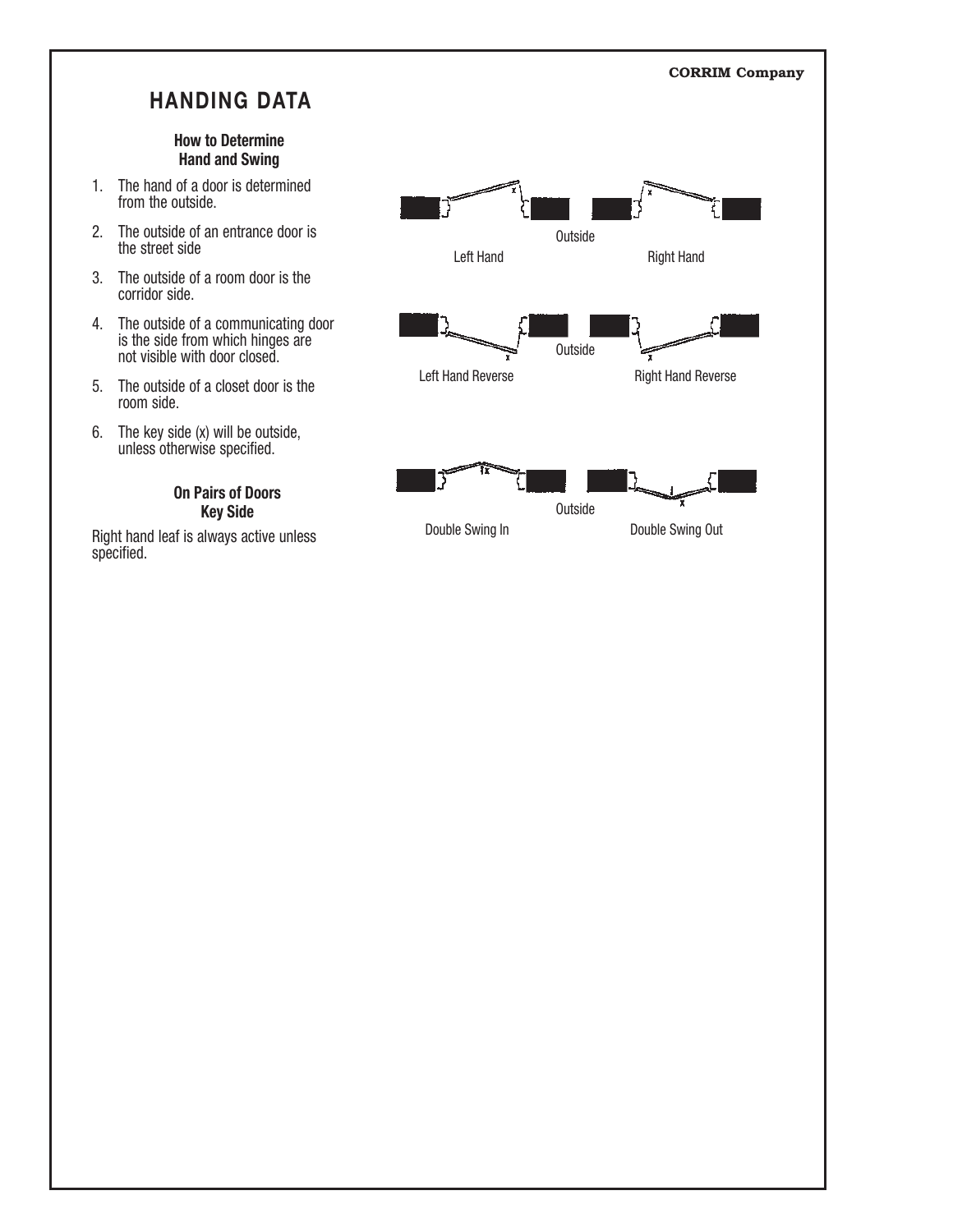# HANDING DATA

### How to Determine Hand and Swing

1. The hand of a door is determined from the outside.
2. The outside of an entrance door is the street side
3. The outside of a room door is the corridor side.
4. The outside of a communicating door is the side from which hinges are not visible with door closed.
5. The outside of a closet door is the room side.
6. The key side (x) will be outside, unless otherwise specified.

### On Pairs of Doors Key Side

Right hand leaf is always active unless specified.

Outside

Left Hand

Right Hand

Outside

Left Hand Reverse

Right Hand Reverse

Outside

Double Swing In

Double Swing Out